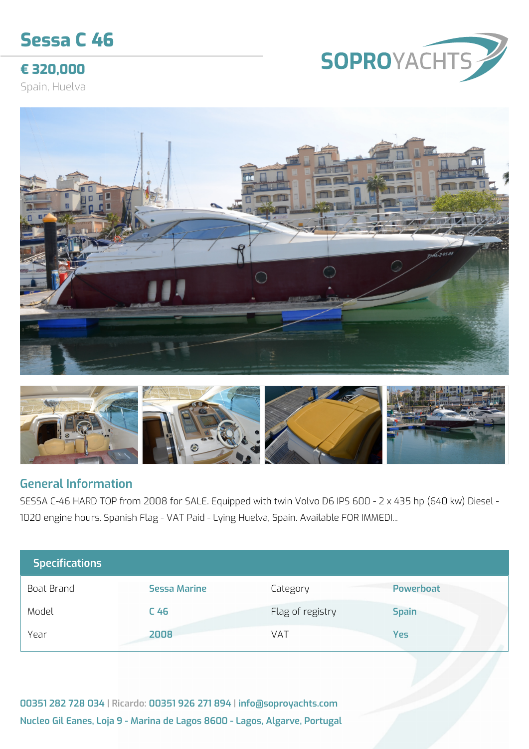# Sessa C 46

**€ 320,000**

Spain, Huelva

SOPROYACHTS

## General Information

SESSA C-46 HARD TOP from 2008 for SALE. Equipped with twin Volvo D6 IPS 600 - 2 x 435 hp (640 kw) Diesel - 1020 engine hours. Spanish Flag - VAT Paid - Lying Huelva, Spain. Available FOR IMMEDI...

## Specifications

| | | | |
|---|---|---|---|
| Boat Brand | Sessa Marine | Category | Powerboat |
| Model | C 46 | Flag of registry | Spain |
| Year | 2008 | VAT | Yes |

**00351 282 728 034** | Ricardo: **00351 926 271 894** | **info@soproyachts.com**

**Nucleo Gil Eanes, Loja 9 - Marina de Lagos 8600 - Lagos, Algarve, Portugal**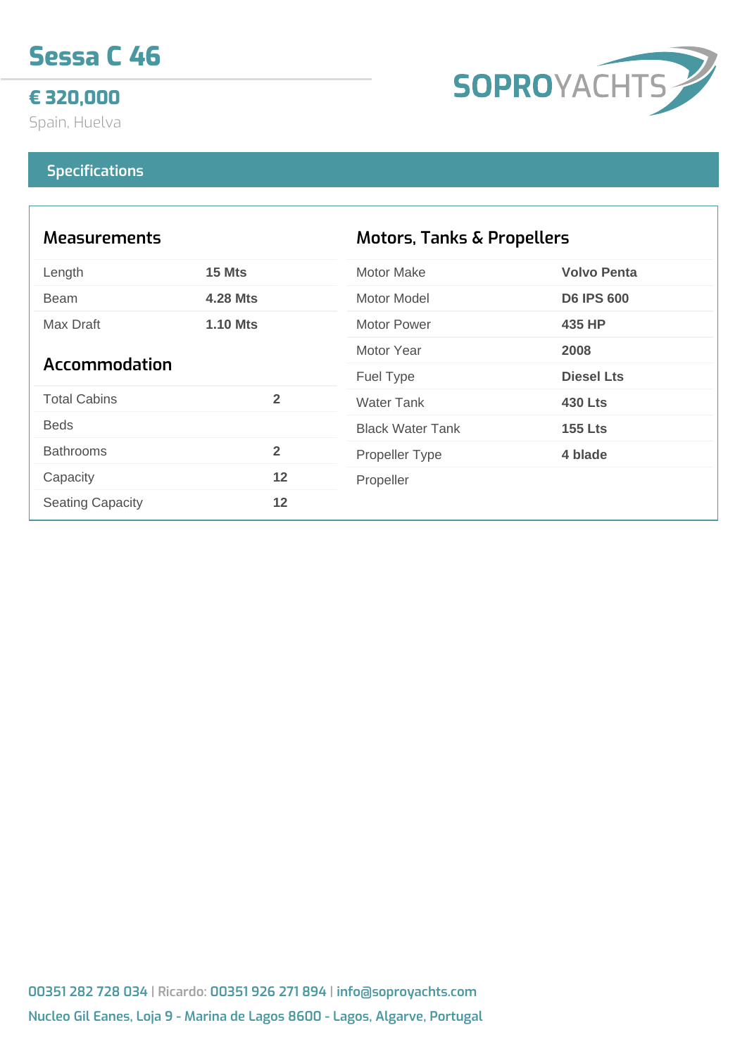# Sessa C 46

## € 320,000

Spain, Huelva

SOPROYACHTS

## Specifications

### Measurements

| | |
|---|---|
| Length | **15 Mts** |
| Beam | **4.28 Mts** |
| Max Draft | **1.10 Mts** |

### Accommodation

| | |
|---|---|
| Total Cabins | **2** |
| Beds | |
| Bathrooms | **2** |
| Capacity | **12** |
| Seating Capacity | **12** |

### Motors, Tanks & Propellers

| | |
|---|---|
| Motor Make | **Volvo Penta** |
| Motor Model | **D6 IPS 600** |
| Motor Power | **435 HP** |
| Motor Year | **2008** |
| Fuel Type | **Diesel Lts** |
| Water Tank | **430 Lts** |
| Black Water Tank | **155 Lts** |
| Propeller Type | **4 blade** |
| Propeller | |

00351 282 728 034 | Ricardo: 00351 926 271 894 | info@soproyachts.com

Nucleo Gil Eanes, Loja 9 - Marina de Lagos 8600 - Lagos, Algarve, Portugal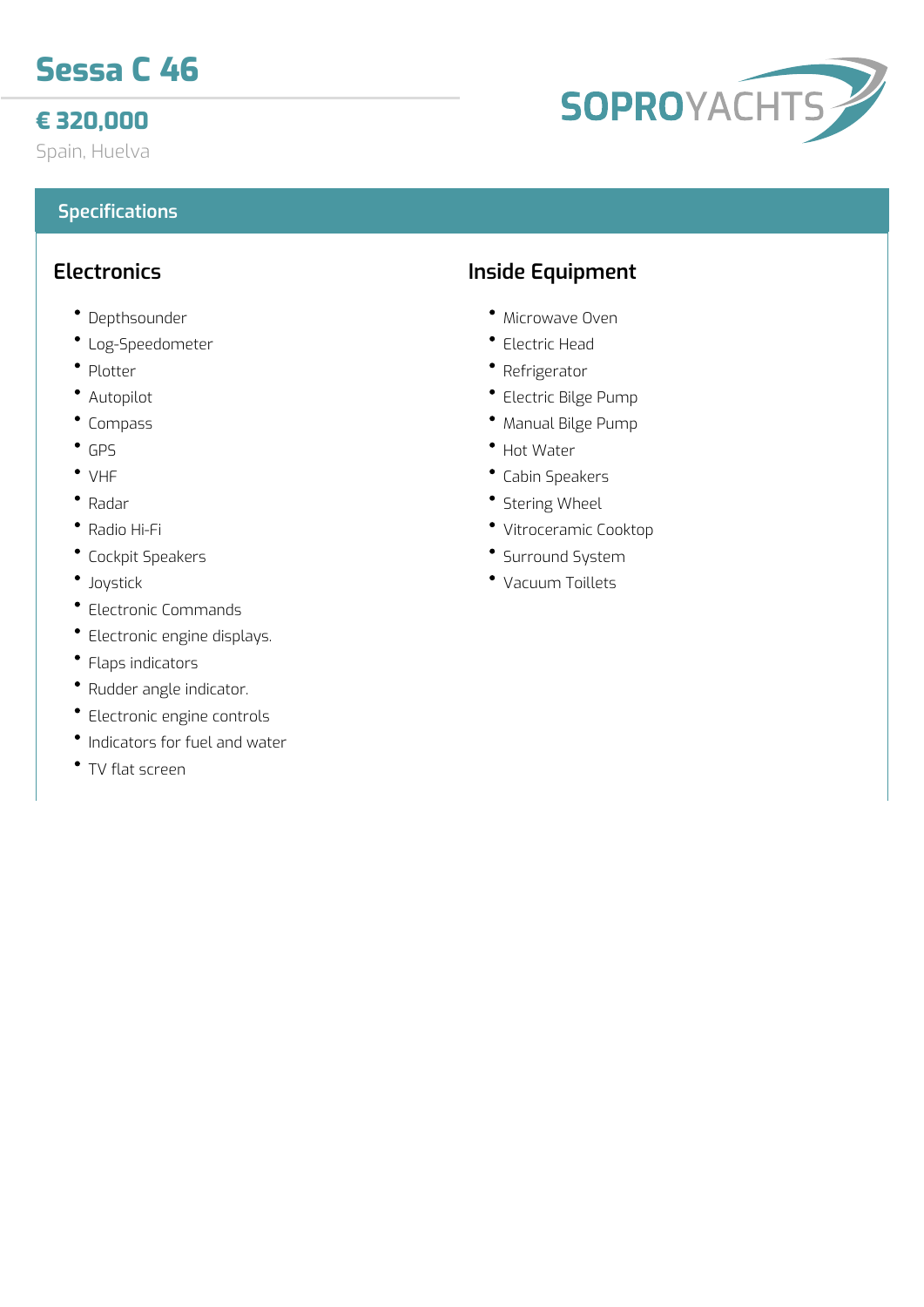# Sessa C 46

## € 320,000

Spain, Huelva

SOPROYACHTS

## Specifications

### Electronics

- Depthsounder
- Log-Speedometer
- Plotter
- Autopilot
- Compass
- GPS
- VHF
- Radar
- Radio Hi-Fi
- Cockpit Speakers
- Joystick
- Electronic Commands
- Electronic engine displays.
- Flaps indicators
- Rudder angle indicator.
- Electronic engine controls
- Indicators for fuel and water
- TV flat screen

### Inside Equipment

- Microwave Oven
- Electric Head
- Refrigerator
- Electric Bilge Pump
- Manual Bilge Pump
- Hot Water
- Cabin Speakers
- Stering Wheel
- Vitroceramic Cooktop
- Surround System
- Vacuum Toillets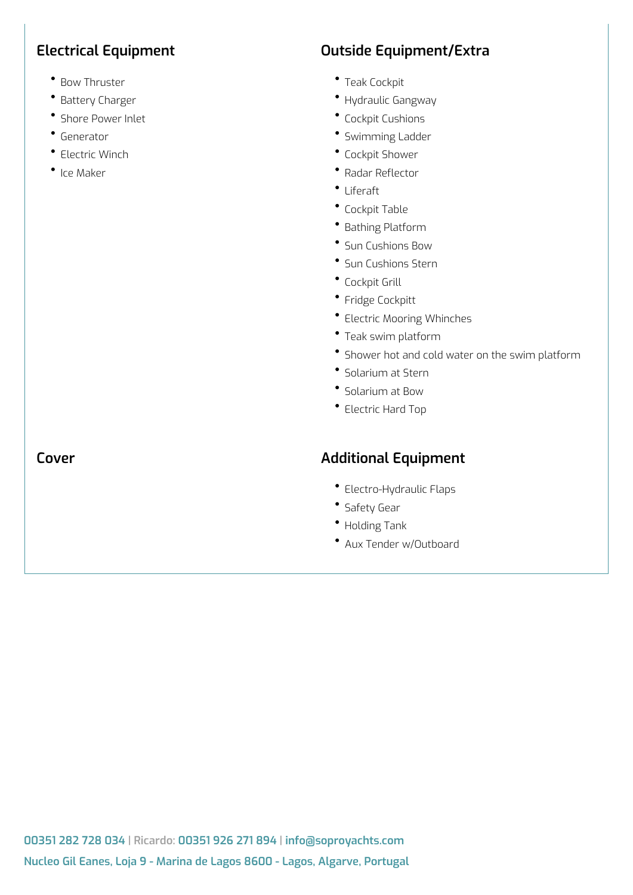## Electrical Equipment

- Bow Thruster
- Battery Charger
- Shore Power Inlet
- Generator
- Electric Winch
- Ice Maker

## Outside Equipment/Extra

- Teak Cockpit
- Hydraulic Gangway
- Cockpit Cushions
- Swimming Ladder
- Cockpit Shower
- Radar Reflector
- Liferaft
- Cockpit Table
- Bathing Platform
- Sun Cushions Bow
- Sun Cushions Stern
- Cockpit Grill
- Fridge Cockpitt
- Electric Mooring Whinches
- Teak swim platform
- Shower hot and cold water on the swim platform
- Solarium at Stern
- Solarium at Bow
- Electric Hard Top

## Cover

## Additional Equipment

- Electro-Hydraulic Flaps
- Safety Gear
- Holding Tank
- Aux Tender w/Outboard

**00351 282 728 034** | Ricardo: **00351 926 271 894** | **info@soproyachts.com**

**Nucleo Gil Eanes, Loja 9 - Marina de Lagos 8600 - Lagos, Algarve, Portugal**